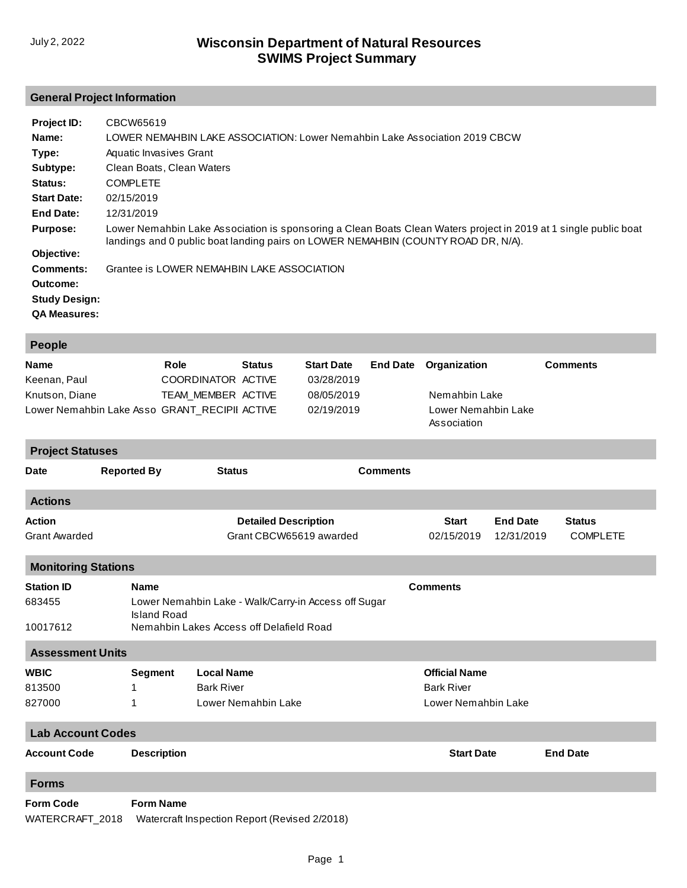July 2, 2022

# Wisconsin Department of Natural Resources
# SWIMS Project Summary

## General Project Information

**Project ID:** CBCW65619

**Name:** LOWER NEMAHBIN LAKE ASSOCIATION: Lower Nemahbin Lake Association 2019 CBCW

**Type:** Aquatic Invasives Grant

**Subtype:** Clean Boats, Clean Waters

**Status:** COMPLETE

**Start Date:** 02/15/2019

**End Date:** 12/31/2019

**Purpose:** Lower Nemahbin Lake Association is sponsoring a Clean Boats Clean Waters project in 2019 at 1 single public boat landings and 0 public boat landing pairs on LOWER NEMAHBIN (COUNTY ROAD DR, N/A).

**Objective:**

**Comments:** Grantee is LOWER NEMAHBIN LAKE ASSOCIATION

**Outcome:**

**Study Design:**

**QA Measures:**

## People

| Name | Role | Status | Start Date | End Date | Organization | Comments |
|---|---|---|---|---|---|---|
| Keenan, Paul | COORDINATOR | ACTIVE | 03/28/2019 | | | |
| Knutson, Diane | TEAM_MEMBER | ACTIVE | 08/05/2019 | | Nemahbin Lake | |
| Lower Nemahbin Lake Asso | GRANT_RECIPII | ACTIVE | 02/19/2019 | | Lower Nemahbin Lake Association | |

## Project Statuses

| Date | Reported By | Status | Comments |
|---|---|---|---|

## Actions

| Action | Detailed Description | Start | End Date | Status |
|---|---|---|---|---|
| Grant Awarded | Grant CBCW65619 awarded | 02/15/2019 | 12/31/2019 | COMPLETE |

## Monitoring Stations

| Station ID | Name | Comments |
|---|---|---|
| 683455 | Lower Nemahbin Lake - Walk/Carry-in Access off Sugar Island Road | |
| 10017612 | Nemahbin Lakes Access off Delafield Road | |

## Assessment Units

| WBIC | Segment | Local Name | Official Name |
|---|---|---|---|
| 813500 | 1 | Bark River | Bark River |
| 827000 | 1 | Lower Nemahbin Lake | Lower Nemahbin Lake |

## Lab Account Codes

| Account Code | Description | Start Date | End Date |
|---|---|---|---|

## Forms

| Form Code | Form Name |
|---|---|
| WATERCRAFT_2018 | Watercraft Inspection Report (Revised 2/2018) |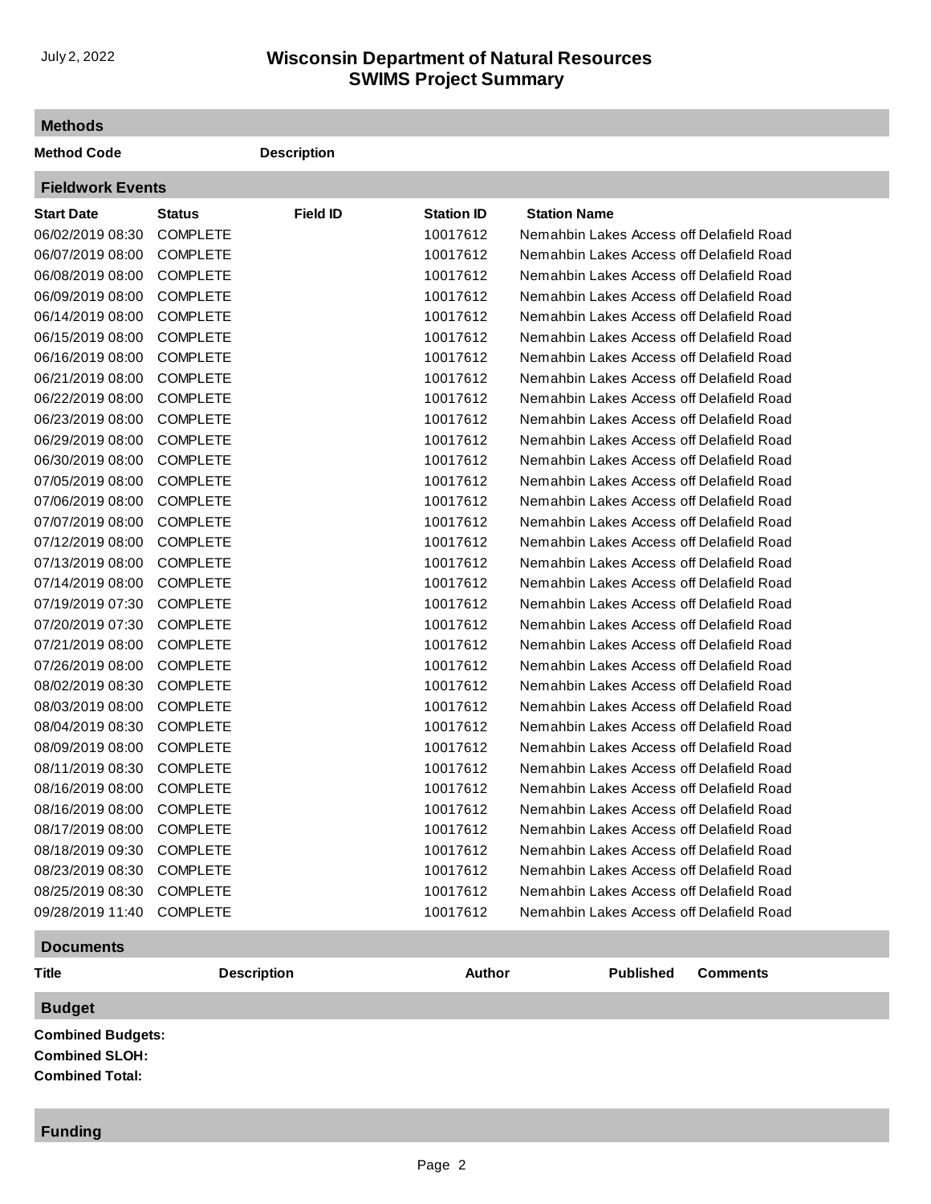## Methods

| Method Code | Description |
| --- | --- |

## Fieldwork Events

| Start Date | Status | Field ID | Station ID | Station Name |
| --- | --- | --- | --- | --- |
| 06/02/2019 08:30 | COMPLETE | | 10017612 | Nemahbin Lakes Access off Delafield Road |
| 06/07/2019 08:00 | COMPLETE | | 10017612 | Nemahbin Lakes Access off Delafield Road |
| 06/08/2019 08:00 | COMPLETE | | 10017612 | Nemahbin Lakes Access off Delafield Road |
| 06/09/2019 08:00 | COMPLETE | | 10017612 | Nemahbin Lakes Access off Delafield Road |
| 06/14/2019 08:00 | COMPLETE | | 10017612 | Nemahbin Lakes Access off Delafield Road |
| 06/15/2019 08:00 | COMPLETE | | 10017612 | Nemahbin Lakes Access off Delafield Road |
| 06/16/2019 08:00 | COMPLETE | | 10017612 | Nemahbin Lakes Access off Delafield Road |
| 06/21/2019 08:00 | COMPLETE | | 10017612 | Nemahbin Lakes Access off Delafield Road |
| 06/22/2019 08:00 | COMPLETE | | 10017612 | Nemahbin Lakes Access off Delafield Road |
| 06/23/2019 08:00 | COMPLETE | | 10017612 | Nemahbin Lakes Access off Delafield Road |
| 06/29/2019 08:00 | COMPLETE | | 10017612 | Nemahbin Lakes Access off Delafield Road |
| 06/30/2019 08:00 | COMPLETE | | 10017612 | Nemahbin Lakes Access off Delafield Road |
| 07/05/2019 08:00 | COMPLETE | | 10017612 | Nemahbin Lakes Access off Delafield Road |
| 07/06/2019 08:00 | COMPLETE | | 10017612 | Nemahbin Lakes Access off Delafield Road |
| 07/07/2019 08:00 | COMPLETE | | 10017612 | Nemahbin Lakes Access off Delafield Road |
| 07/12/2019 08:00 | COMPLETE | | 10017612 | Nemahbin Lakes Access off Delafield Road |
| 07/13/2019 08:00 | COMPLETE | | 10017612 | Nemahbin Lakes Access off Delafield Road |
| 07/14/2019 08:00 | COMPLETE | | 10017612 | Nemahbin Lakes Access off Delafield Road |
| 07/19/2019 07:30 | COMPLETE | | 10017612 | Nemahbin Lakes Access off Delafield Road |
| 07/20/2019 07:30 | COMPLETE | | 10017612 | Nemahbin Lakes Access off Delafield Road |
| 07/21/2019 08:00 | COMPLETE | | 10017612 | Nemahbin Lakes Access off Delafield Road |
| 07/26/2019 08:00 | COMPLETE | | 10017612 | Nemahbin Lakes Access off Delafield Road |
| 08/02/2019 08:30 | COMPLETE | | 10017612 | Nemahbin Lakes Access off Delafield Road |
| 08/03/2019 08:00 | COMPLETE | | 10017612 | Nemahbin Lakes Access off Delafield Road |
| 08/04/2019 08:30 | COMPLETE | | 10017612 | Nemahbin Lakes Access off Delafield Road |
| 08/09/2019 08:00 | COMPLETE | | 10017612 | Nemahbin Lakes Access off Delafield Road |
| 08/11/2019 08:30 | COMPLETE | | 10017612 | Nemahbin Lakes Access off Delafield Road |
| 08/16/2019 08:00 | COMPLETE | | 10017612 | Nemahbin Lakes Access off Delafield Road |
| 08/16/2019 08:00 | COMPLETE | | 10017612 | Nemahbin Lakes Access off Delafield Road |
| 08/17/2019 08:00 | COMPLETE | | 10017612 | Nemahbin Lakes Access off Delafield Road |
| 08/18/2019 09:30 | COMPLETE | | 10017612 | Nemahbin Lakes Access off Delafield Road |
| 08/23/2019 08:30 | COMPLETE | | 10017612 | Nemahbin Lakes Access off Delafield Road |
| 08/25/2019 08:30 | COMPLETE | | 10017612 | Nemahbin Lakes Access off Delafield Road |
| 09/28/2019 11:40 | COMPLETE | | 10017612 | Nemahbin Lakes Access off Delafield Road |

## Documents

| Title | Description | Author | Published | Comments |
| --- | --- | --- | --- | --- |

## Budget

**Combined Budgets:**

**Combined SLOH:**

**Combined Total:**

## Funding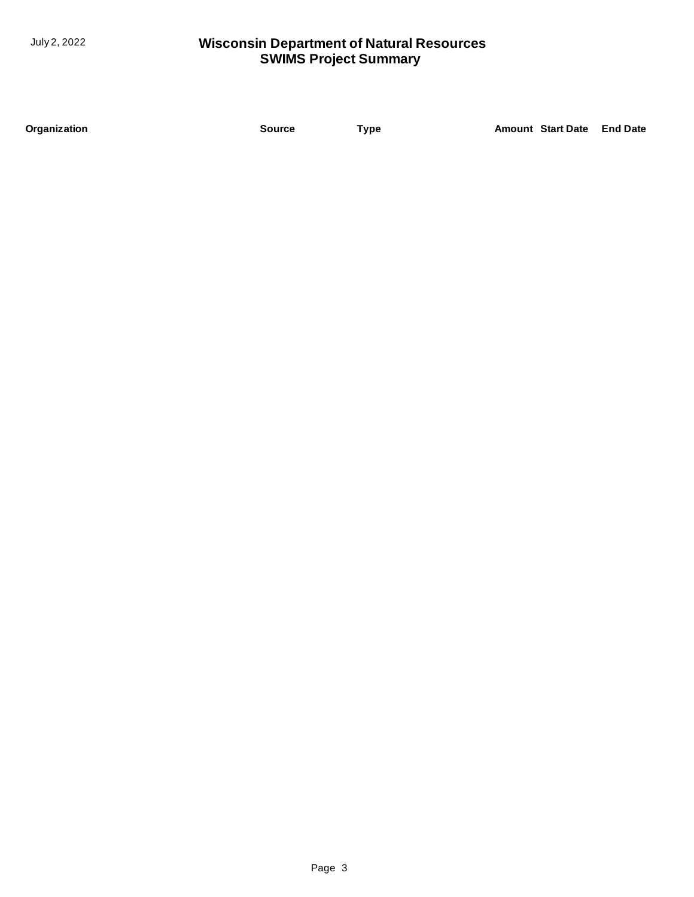| Organization | Source | Type | Amount | Start Date | End Date |
|---|---|---|---|---|---|